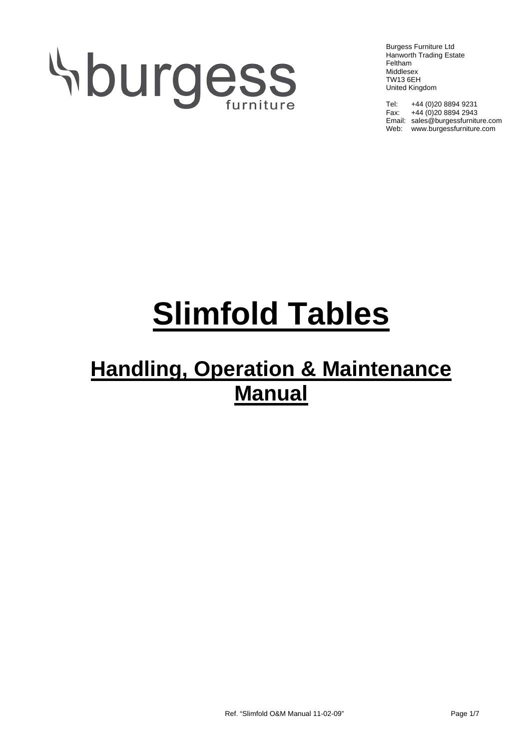burgess
furniture

Burgess Furniture Ltd
Hanworth Trading Estate
Feltham
Middlesex
TW13 6EH
United Kingdom

Tel: +44 (0)20 8894 9231
Fax: +44 (0)20 8894 2943
Email: sales@burgessfurniture.com
Web: www.burgessfurniture.com

# Slimfold Tables

## Handling, Operation & Maintenance Manual

Ref. "Slimfold O&M Manual 11-02-09"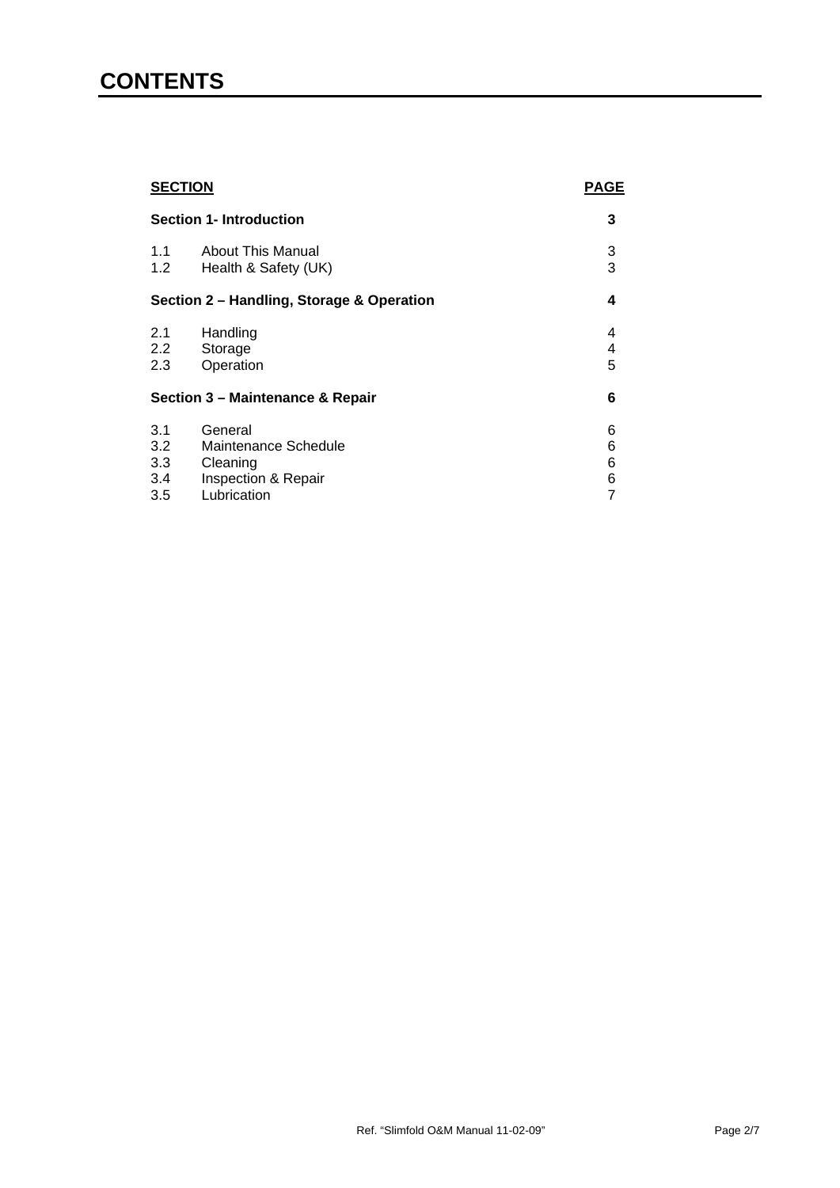# CONTENTS

| SECTION | | PAGE |
|---|---|---|
| **Section 1- Introduction** | | **3** |
| 1.1 | About This Manual | 3 |
| 1.2 | Health & Safety (UK) | 3 |
| **Section 2 – Handling, Storage & Operation** | | **4** |
| 2.1 | Handling | 4 |
| 2.2 | Storage | 4 |
| 2.3 | Operation | 5 |
| **Section 3 – Maintenance & Repair** | | **6** |
| 3.1 | General | 6 |
| 3.2 | Maintenance Schedule | 6 |
| 3.3 | Cleaning | 6 |
| 3.4 | Inspection & Repair | 6 |
| 3.5 | Lubrication | 7 |

Ref. “Slimfold O&M Manual 11-02-09”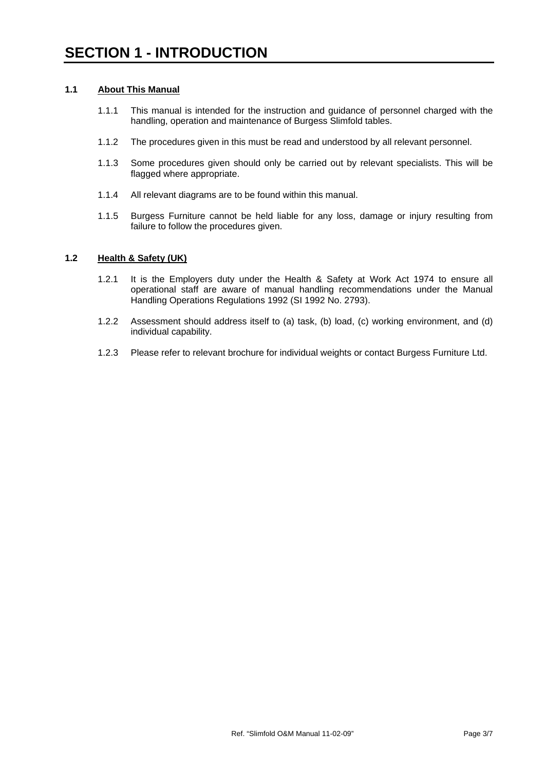# SECTION 1 - INTRODUCTION

## 1.1 About This Manual

1.1.1 This manual is intended for the instruction and guidance of personnel charged with the handling, operation and maintenance of Burgess Slimfold tables.

1.1.2 The procedures given in this must be read and understood by all relevant personnel.

1.1.3 Some procedures given should only be carried out by relevant specialists. This will be flagged where appropriate.

1.1.4 All relevant diagrams are to be found within this manual.

1.1.5 Burgess Furniture cannot be held liable for any loss, damage or injury resulting from failure to follow the procedures given.

## 1.2 Health & Safety (UK)

1.2.1 It is the Employers duty under the Health & Safety at Work Act 1974 to ensure all operational staff are aware of manual handling recommendations under the Manual Handling Operations Regulations 1992 (SI 1992 No. 2793).

1.2.2 Assessment should address itself to (a) task, (b) load, (c) working environment, and (d) individual capability.

1.2.3 Please refer to relevant brochure for individual weights or contact Burgess Furniture Ltd.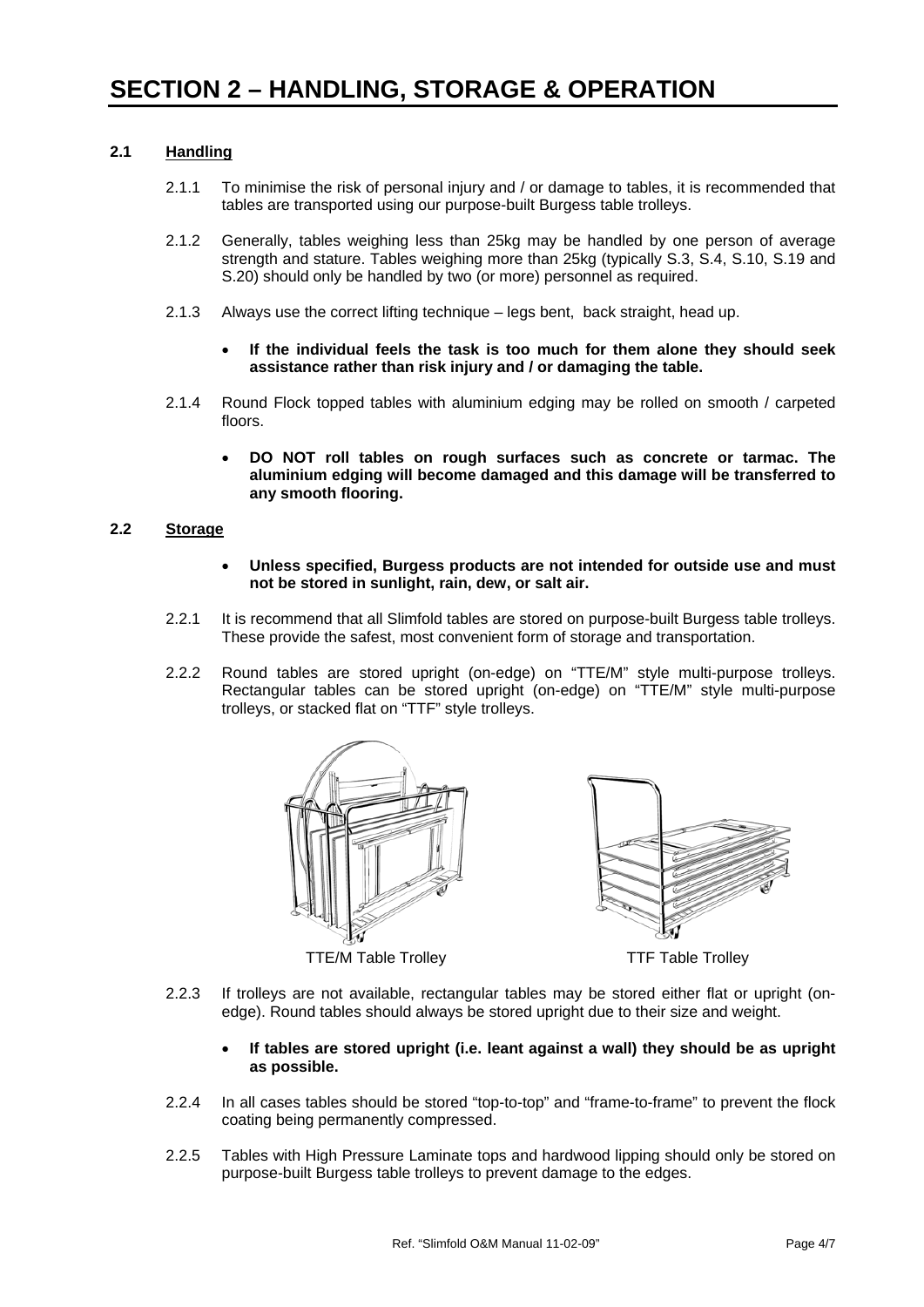# SECTION 2 – HANDLING, STORAGE & OPERATION

## 2.1 Handling

2.1.1 To minimise the risk of personal injury and / or damage to tables, it is recommended that tables are transported using our purpose-built Burgess table trolleys.

2.1.2 Generally, tables weighing less than 25kg may be handled by one person of average strength and stature. Tables weighing more than 25kg (typically S.3, S.4, S.10, S.19 and S.20) should only be handled by two (or more) personnel as required.

2.1.3 Always use the correct lifting technique – legs bent, back straight, head up.

- **If the individual feels the task is too much for them alone they should seek assistance rather than risk injury and / or damaging the table.**

2.1.4 Round Flock topped tables with aluminium edging may be rolled on smooth / carpeted floors.

- **DO NOT roll tables on rough surfaces such as concrete or tarmac. The aluminium edging will become damaged and this damage will be transferred to any smooth flooring.**

## 2.2 Storage

- **Unless specified, Burgess products are not intended for outside use and must not be stored in sunlight, rain, dew, or salt air.**

2.2.1 It is recommend that all Slimfold tables are stored on purpose-built Burgess table trolleys. These provide the safest, most convenient form of storage and transportation.

2.2.2 Round tables are stored upright (on-edge) on "TTE/M" style multi-purpose trolleys. Rectangular tables can be stored upright (on-edge) on "TTE/M" style multi-purpose trolleys, or stacked flat on "TTF" style trolleys.

TTE/M Table Trolley

TTF Table Trolley

2.2.3 If trolleys are not available, rectangular tables may be stored either flat or upright (on-edge). Round tables should always be stored upright due to their size and weight.

- **If tables are stored upright (i.e. leant against a wall) they should be as upright as possible.**

2.2.4 In all cases tables should be stored "top-to-top" and "frame-to-frame" to prevent the flock coating being permanently compressed.

2.2.5 Tables with High Pressure Laminate tops and hardwood lipping should only be stored on purpose-built Burgess table trolleys to prevent damage to the edges.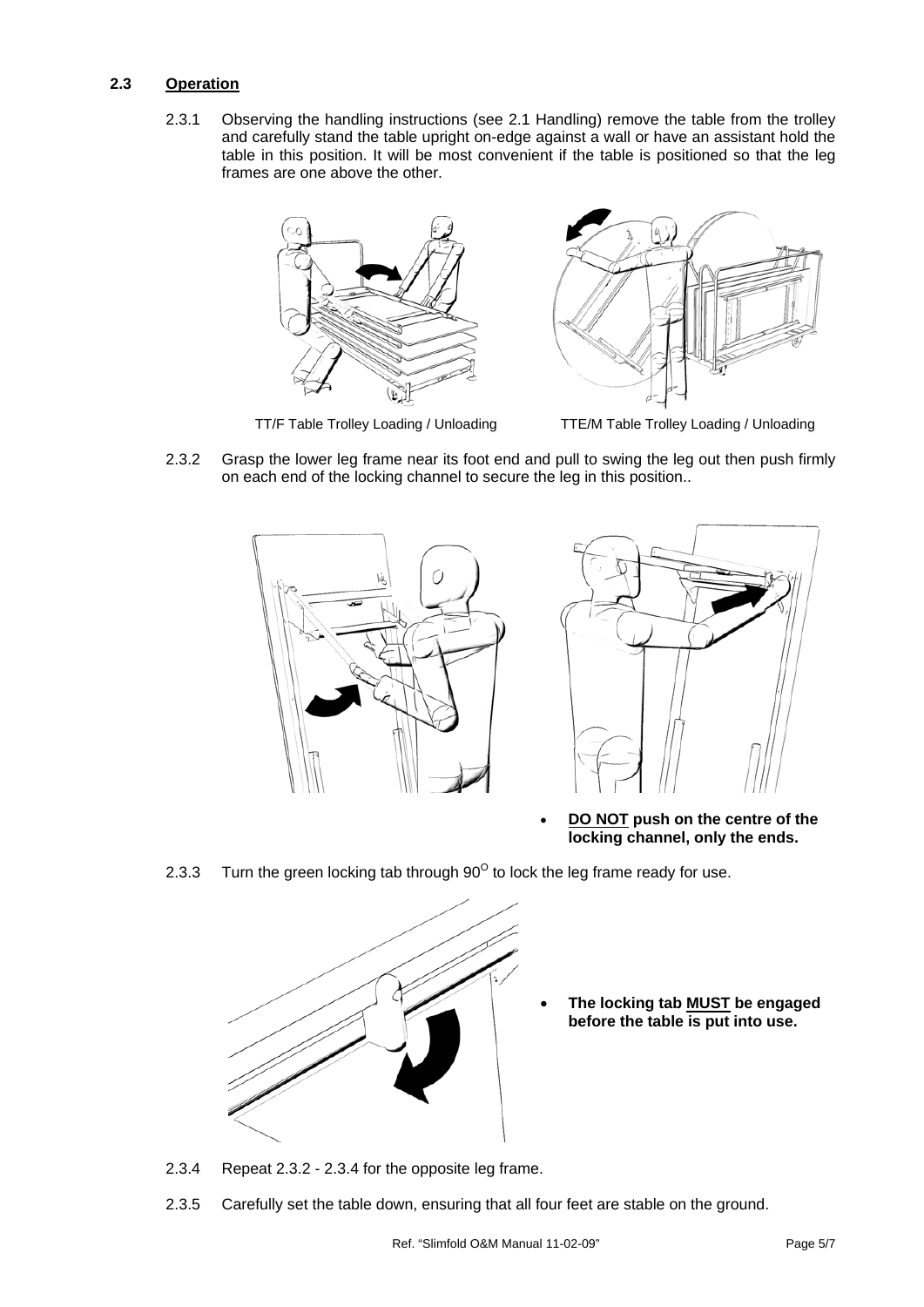## 2.3 Operation

2.3.1 Observing the handling instructions (see 2.1 Handling) remove the table from the trolley and carefully stand the table upright on-edge against a wall or have an assistant hold the table in this position. It will be most convenient if the table is positioned so that the leg frames are one above the other.

TT/F Table Trolley Loading / Unloading

TTE/M Table Trolley Loading / Unloading

2.3.2 Grasp the lower leg frame near its foot end and pull to swing the leg out then push firmly on each end of the locking channel to secure the leg in this position..

- **DO NOT push on the centre of the locking channel, only the ends.**

2.3.3 Turn the green locking tab through $90^{O}$ to lock the leg frame ready for use.

- **The locking tab MUST be engaged before the table is put into use.**

2.3.4 Repeat 2.3.2 - 2.3.4 for the opposite leg frame.

2.3.5 Carefully set the table down, ensuring that all four feet are stable on the ground.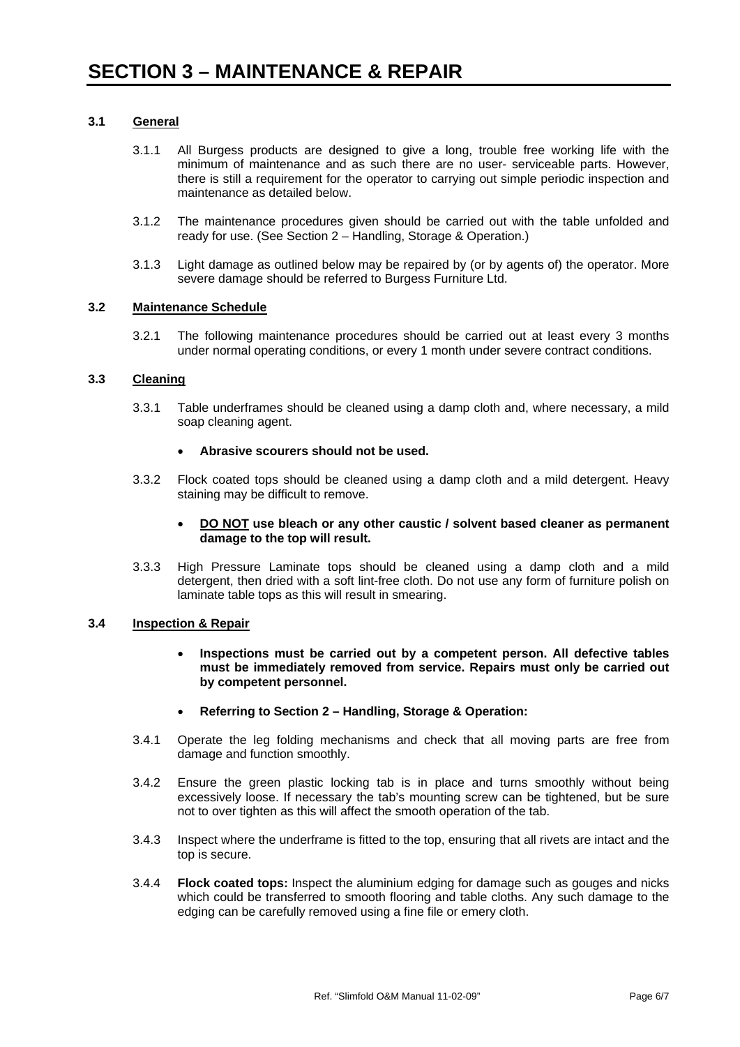# SECTION 3 – MAINTENANCE & REPAIR

## 3.1 General

3.1.1 All Burgess products are designed to give a long, trouble free working life with the minimum of maintenance and as such there are no user- serviceable parts. However, there is still a requirement for the operator to carrying out simple periodic inspection and maintenance as detailed below.

3.1.2 The maintenance procedures given should be carried out with the table unfolded and ready for use. (See Section 2 – Handling, Storage & Operation.)

3.1.3 Light damage as outlined below may be repaired by (or by agents of) the operator. More severe damage should be referred to Burgess Furniture Ltd.

## 3.2 Maintenance Schedule

3.2.1 The following maintenance procedures should be carried out at least every 3 months under normal operating conditions, or every 1 month under severe contract conditions.

## 3.3 Cleaning

3.3.1 Table underframes should be cleaned using a damp cloth and, where necessary, a mild soap cleaning agent.

- **Abrasive scourers should not be used.**

3.3.2 Flock coated tops should be cleaned using a damp cloth and a mild detergent. Heavy staining may be difficult to remove.

- **DO NOT use bleach or any other caustic / solvent based cleaner as permanent damage to the top will result.**

3.3.3 High Pressure Laminate tops should be cleaned using a damp cloth and a mild detergent, then dried with a soft lint-free cloth. Do not use any form of furniture polish on laminate table tops as this will result in smearing.

## 3.4 Inspection & Repair

- **Inspections must be carried out by a competent person. All defective tables must be immediately removed from service. Repairs must only be carried out by competent personnel.**
- **Referring to Section 2 – Handling, Storage & Operation:**

3.4.1 Operate the leg folding mechanisms and check that all moving parts are free from damage and function smoothly.

3.4.2 Ensure the green plastic locking tab is in place and turns smoothly without being excessively loose. If necessary the tab's mounting screw can be tightened, but be sure not to over tighten as this will affect the smooth operation of the tab.

3.4.3 Inspect where the underframe is fitted to the top, ensuring that all rivets are intact and the top is secure.

3.4.4 **Flock coated tops:** Inspect the aluminium edging for damage such as gouges and nicks which could be transferred to smooth flooring and table cloths. Any such damage to the edging can be carefully removed using a fine file or emery cloth.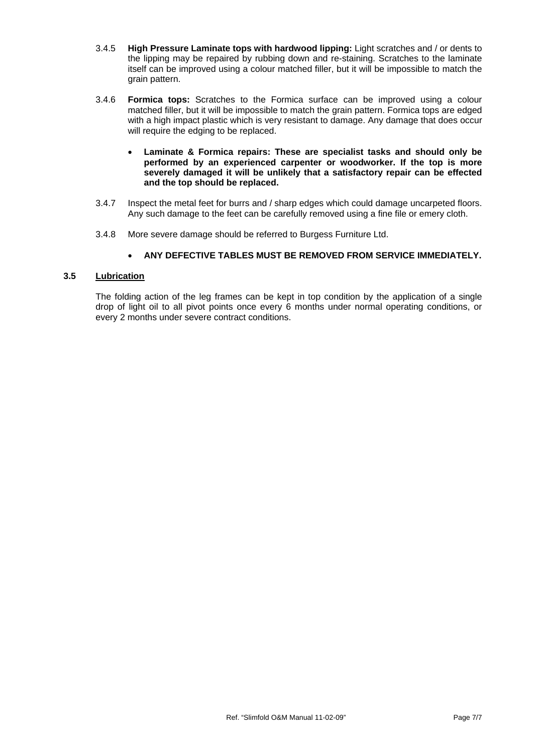3.4.5 **High Pressure Laminate tops with hardwood lipping:** Light scratches and / or dents to the lipping may be repaired by rubbing down and re-staining. Scratches to the laminate itself can be improved using a colour matched filler, but it will be impossible to match the grain pattern.

3.4.6 **Formica tops:** Scratches to the Formica surface can be improved using a colour matched filler, but it will be impossible to match the grain pattern. Formica tops are edged with a high impact plastic which is very resistant to damage. Any damage that does occur will require the edging to be replaced.

- **Laminate & Formica repairs: These are specialist tasks and should only be performed by an experienced carpenter or woodworker. If the top is more severely damaged it will be unlikely that a satisfactory repair can be effected and the top should be replaced.**

3.4.7 Inspect the metal feet for burrs and / sharp edges which could damage uncarpeted floors. Any such damage to the feet can be carefully removed using a fine file or emery cloth.

3.4.8 More severe damage should be referred to Burgess Furniture Ltd.

- **ANY DEFECTIVE TABLES MUST BE REMOVED FROM SERVICE IMMEDIATELY.**

### 3.5 Lubrication

The folding action of the leg frames can be kept in top condition by the application of a single drop of light oil to all pivot points once every 6 months under normal operating conditions, or every 2 months under severe contract conditions.